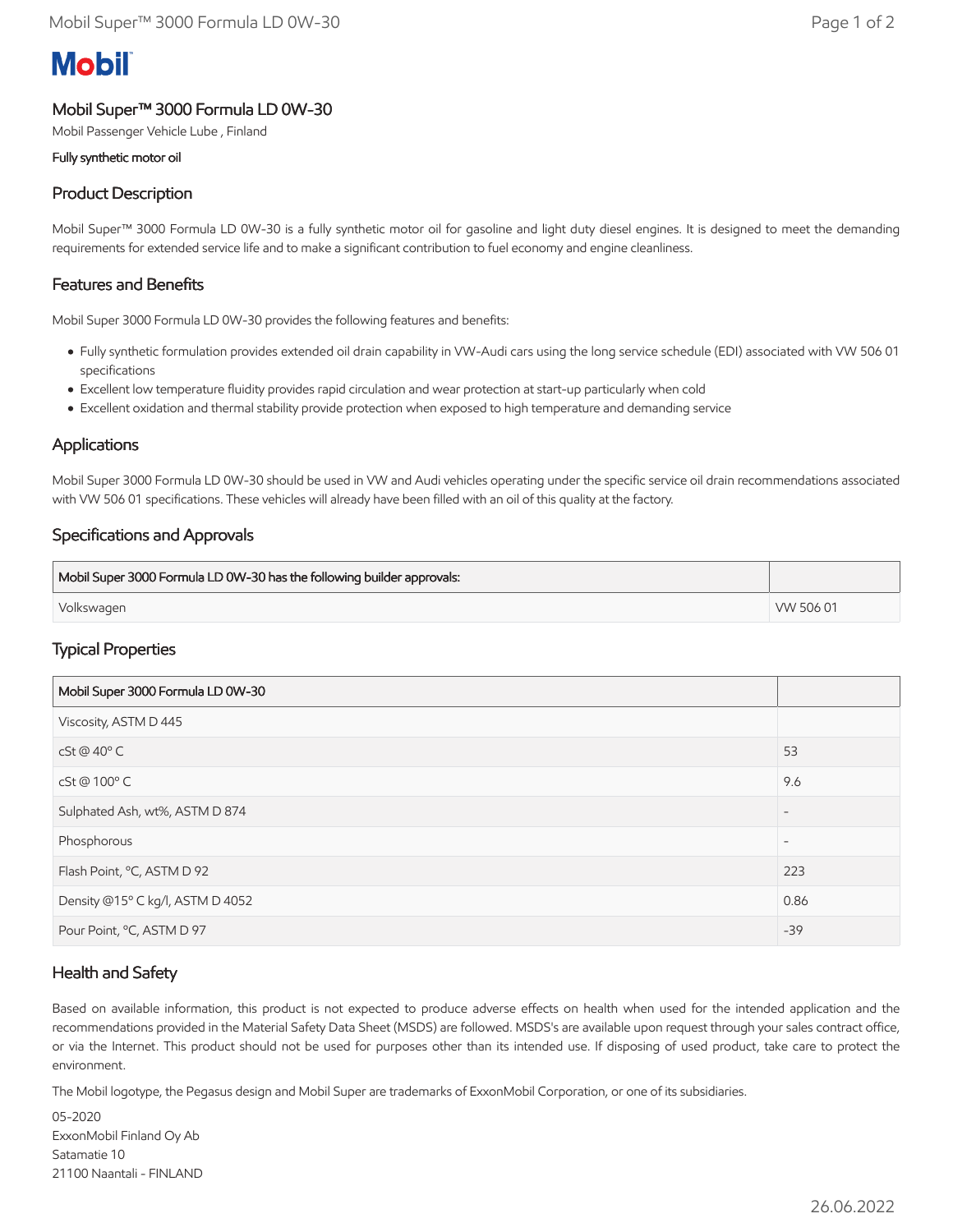Mobil

# Mobil Super™ 3000 Formula LD 0W-30

Mobil Passenger Vehicle Lube , Finland

**Fully synthetic motor oil**

## Product Description

Mobil Super™ 3000 Formula LD 0W-30 is a fully synthetic motor oil for gasoline and light duty diesel engines. It is designed to meet the demanding requirements for extended service life and to make a significant contribution to fuel economy and engine cleanliness.

## Features and Benefits

Mobil Super 3000 Formula LD 0W-30 provides the following features and benefits:

- Fully synthetic formulation provides extended oil drain capability in VW-Audi cars using the long service schedule (EDI) associated with VW 506 01 specifications
- Excellent low temperature fluidity provides rapid circulation and wear protection at start-up particularly when cold
- Excellent oxidation and thermal stability provide protection when exposed to high temperature and demanding service

## Applications

Mobil Super 3000 Formula LD 0W-30 should be used in VW and Audi vehicles operating under the specific service oil drain recommendations associated with VW 506 01 specifications. These vehicles will already have been filled with an oil of this quality at the factory.

## Specifications and Approvals

| Mobil Super 3000 Formula LD 0W-30 has the following builder approvals: | |
|---|---|
| Volkswagen | VW 506 01 |

## Typical Properties

| Mobil Super 3000 Formula LD 0W-30 | |
|---|---|
| Viscosity, ASTM D 445 | |
| cSt @ 40° C | 53 |
| cSt @ 100° C | 9.6 |
| Sulphated Ash, wt%, ASTM D 874 | - |
| Phosphorous | - |
| Flash Point, °C, ASTM D 92 | 223 |
| Density @15° C kg/l, ASTM D 4052 | 0.86 |
| Pour Point, °C, ASTM D 97 | -39 |

## Health and Safety

Based on available information, this product is not expected to produce adverse effects on health when used for the intended application and the recommendations provided in the Material Safety Data Sheet (MSDS) are followed. MSDS's are available upon request through your sales contract office, or via the Internet. This product should not be used for purposes other than its intended use. If disposing of used product, take care to protect the environment.

The Mobil logotype, the Pegasus design and Mobil Super are trademarks of ExxonMobil Corporation, or one of its subsidiaries.

05-2020
ExxonMobil Finland Oy Ab
Satamatie 10
21100 Naantali - FINLAND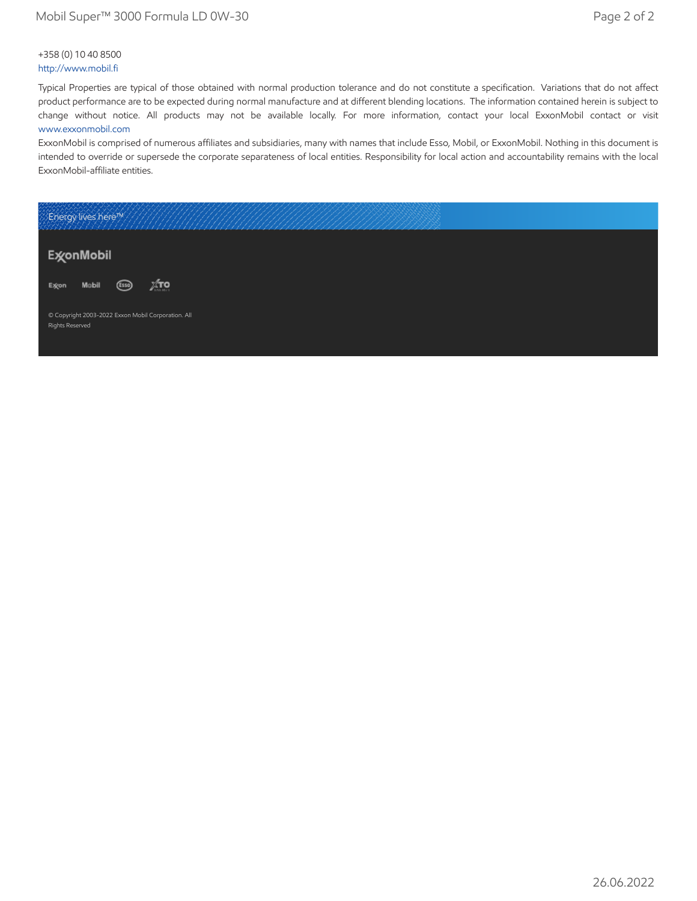+358 (0) 10 40 8500
http://www.mobil.fi

Typical Properties are typical of those obtained with normal production tolerance and do not constitute a specification. Variations that do not affect product performance are to be expected during normal manufacture and at different blending locations. The information contained herein is subject to change without notice. All products may not be available locally. For more information, contact your local ExxonMobil contact or visit www.exxonmobil.com

ExxonMobil is comprised of numerous affiliates and subsidiaries, many with names that include Esso, Mobil, or ExxonMobil. Nothing in this document is intended to override or supersede the corporate separateness of local entities. Responsibility for local action and accountability remains with the local ExxonMobil-affiliate entities.

Energy lives here™

ExxonMobil

Exxon Mobil Esso XTO

© Copyright 2003-2022 Exxon Mobil Corporation. All Rights Reserved

26.06.2022